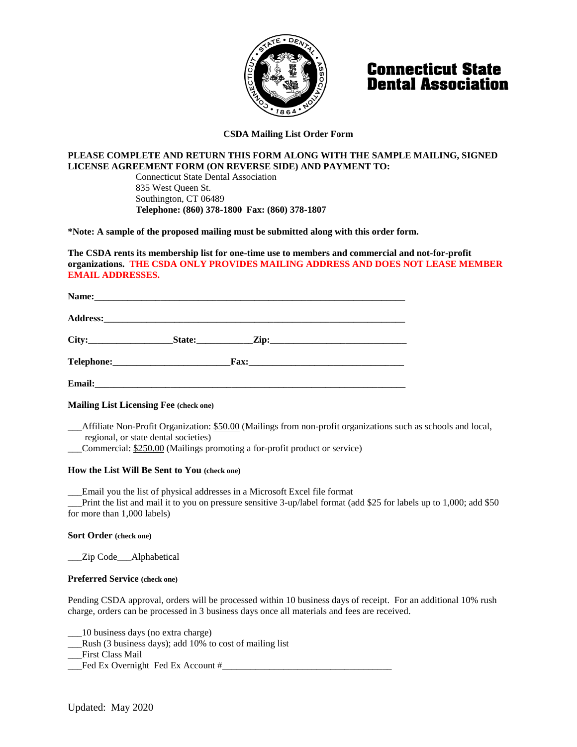# Connecticut State Dental Association

## CSDA Mailing List Order Form

**PLEASE COMPLETE AND RETURN THIS FORM ALONG WITH THE SAMPLE MAILING, SIGNED LICENSE AGREEMENT FORM (ON REVERSE SIDE) AND PAYMENT TO:**

Connecticut State Dental Association
835 West Queen St.
Southington, CT 06489
**Telephone: (860) 378-1800 Fax: (860) 378-1807**

**\*Note: A sample of the proposed mailing must be submitted along with this order form.**

**The CSDA rents its membership list for one-time use to members and commercial and not-for-profit organizations. THE CSDA ONLY PROVIDES MAILING ADDRESS AND DOES NOT LEASE MEMBER EMAIL ADDRESSES.**

**Name:**_______________________________________________________________________

**Address:**_____________________________________________________________________

**City:**__________________ **State:**____________ **Zip:**_____________________________

**Telephone:**_________________________ **Fax:**__________________________________

**Email:**_______________________________________________________________________

**Mailing List Licensing Fee (check one)**

___Affiliate Non-Profit Organization: $50.00 (Mailings from non-profit organizations such as schools and local, regional, or state dental societies)
___Commercial: $250.00 (Mailings promoting a for-profit product or service)

**How the List Will Be Sent to You (check one)**

___Email you the list of physical addresses in a Microsoft Excel file format
___Print the list and mail it to you on pressure sensitive 3-up/label format (add $25 for labels up to 1,000; add $50 for more than 1,000 labels)

**Sort Order (check one)**

___Zip Code___Alphabetical

**Preferred Service (check one)**

Pending CSDA approval, orders will be processed within 10 business days of receipt. For an additional 10% rush charge, orders can be processed in 3 business days once all materials and fees are received.

___10 business days (no extra charge)
___Rush (3 business days); add 10% to cost of mailing list
___First Class Mail
___Fed Ex Overnight Fed Ex Account #____________________________________

Updated: May 2020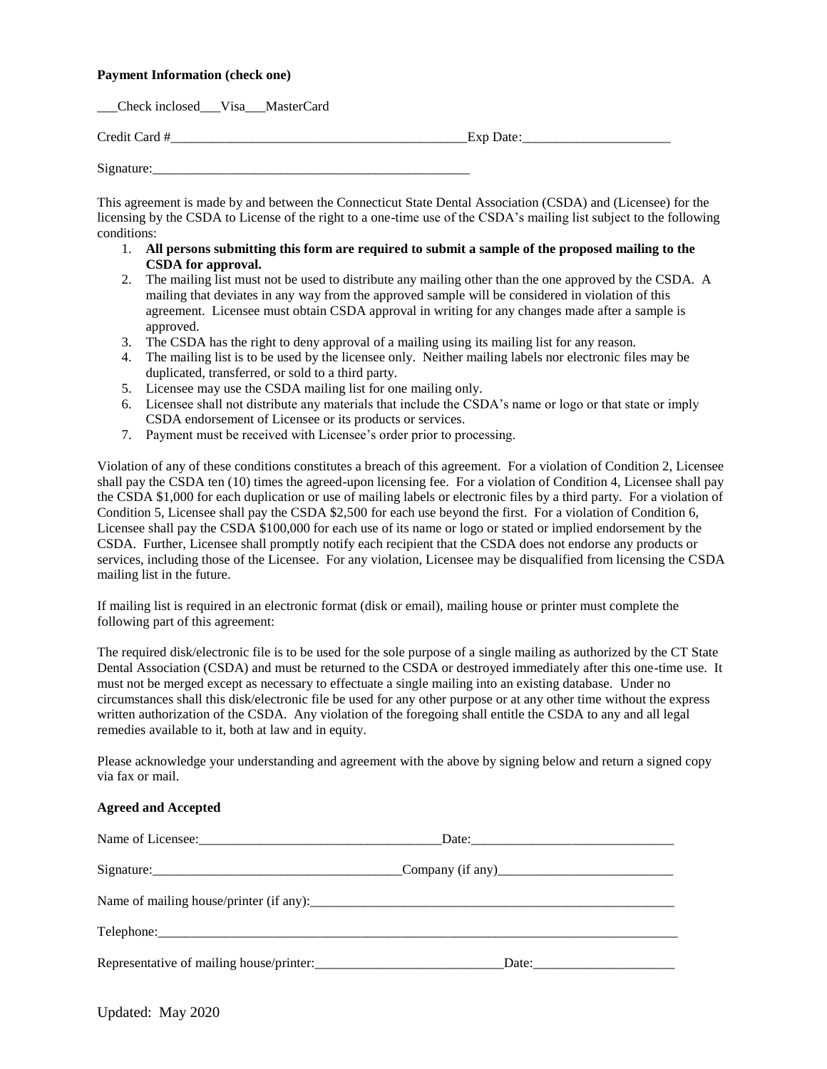**Payment Information (check one)**

___Check inclosed___Visa___MasterCard

Credit Card #_____________________________________________Exp Date:_____________________

Signature:_________________________________________________

This agreement is made by and between the Connecticut State Dental Association (CSDA) and (Licensee) for the licensing by the CSDA to License of the right to a one-time use of the CSDA's mailing list subject to the following conditions:

1. **All persons submitting this form are required to submit a sample of the proposed mailing to the CSDA for approval.**
2. The mailing list must not be used to distribute any mailing other than the one approved by the CSDA. A mailing that deviates in any way from the approved sample will be considered in violation of this agreement. Licensee must obtain CSDA approval in writing for any changes made after a sample is approved.
3. The CSDA has the right to deny approval of a mailing using its mailing list for any reason.
4. The mailing list is to be used by the licensee only. Neither mailing labels nor electronic files may be duplicated, transferred, or sold to a third party.
5. Licensee may use the CSDA mailing list for one mailing only.
6. Licensee shall not distribute any materials that include the CSDA's name or logo or that state or imply CSDA endorsement of Licensee or its products or services.
7. Payment must be received with Licensee's order prior to processing.

Violation of any of these conditions constitutes a breach of this agreement. For a violation of Condition 2, Licensee shall pay the CSDA ten (10) times the agreed-upon licensing fee. For a violation of Condition 4, Licensee shall pay the CSDA $1,000 for each duplication or use of mailing labels or electronic files by a third party. For a violation of Condition 5, Licensee shall pay the CSDA $2,500 for each use beyond the first. For a violation of Condition 6, Licensee shall pay the CSDA $100,000 for each use of its name or logo or stated or implied endorsement by the CSDA. Further, Licensee shall promptly notify each recipient that the CSDA does not endorse any products or services, including those of the Licensee. For any violation, Licensee may be disqualified from licensing the CSDA mailing list in the future.

If mailing list is required in an electronic format (disk or email), mailing house or printer must complete the following part of this agreement:

The required disk/electronic file is to be used for the sole purpose of a single mailing as authorized by the CT State Dental Association (CSDA) and must be returned to the CSDA or destroyed immediately after this one-time use. It must not be merged except as necessary to effectuate a single mailing into an existing database. Under no circumstances shall this disk/electronic file be used for any other purpose or at any other time without the express written authorization of the CSDA. Any violation of the foregoing shall entitle the CSDA to any and all legal remedies available to it, both at law and in equity.

Please acknowledge your understanding and agreement with the above by signing below and return a signed copy via fax or mail.

**Agreed and Accepted**

Name of Licensee:____________________________________Date:______________________________

Signature:_____________________________________Company (if any)__________________________

Name of mailing house/printer (if any):________________________________________________________

Telephone:_____________________________________________________________________________

Representative of mailing house/printer:____________________________Date:_____________________

Updated: May 2020